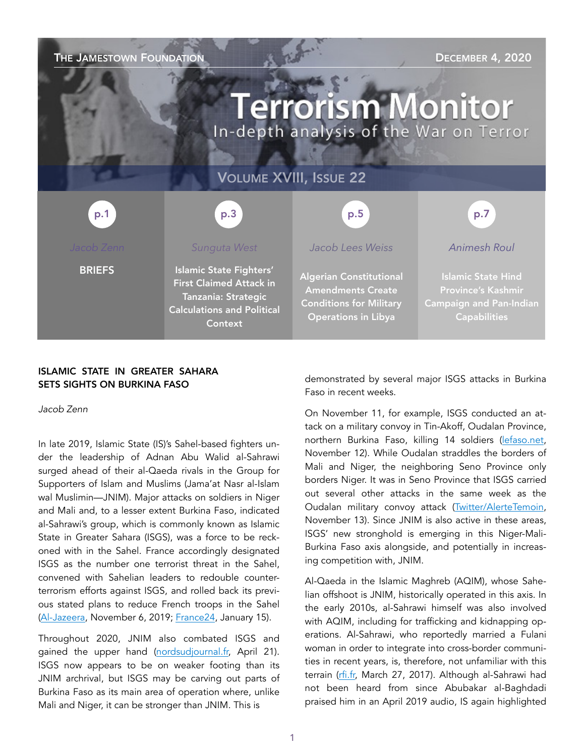The Jamestown Foundation

December 4, 2020

# Terrorism Monitor

In-depth analysis of the War on Terror

Volume XVIII, Issue 22

| p.1 | p.3 | p.5 | p.7 |
|---|---|---|---|
| Jacob Zenn | Sunguta West | Jacob Lees Weiss | Animesh Roul |
| BRIEFS | Islamic State Fighters' First Claimed Attack in Tanzania: Strategic Calculations and Political Context | Algerian Constitutional Amendments Create Conditions for Military Operations in Libya | Islamic State Hind Province's Kashmir Campaign and Pan-Indian Capabilities |

## ISLAMIC STATE IN GREATER SAHARA SETS SIGHTS ON BURKINA FASO

*Jacob Zenn*

In late 2019, Islamic State (IS)'s Sahel-based fighters under the leadership of Adnan Abu Walid al-Sahrawi surged ahead of their al-Qaeda rivals in the Group for Supporters of Islam and Muslims (Jama'at Nasr al-Islam wal Muslimin—JNIM). Major attacks on soldiers in Niger and Mali and, to a lesser extent Burkina Faso, indicated al-Sahrawi's group, which is commonly known as Islamic State in Greater Sahara (ISGS), was a force to be reckoned with in the Sahel. France accordingly designated ISGS as the number one terrorist threat in the Sahel, convened with Sahelian leaders to redouble counterterrorism efforts against ISGS, and rolled back its previous stated plans to reduce French troops in the Sahel (Al-Jazeera, November 6, 2019; France24, January 15).

Throughout 2020, JNIM also combated ISGS and gained the upper hand (nordsudjournal.fr, April 21). ISGS now appears to be on weaker footing than its JNIM archrival, but ISGS may be carving out parts of Burkina Faso as its main area of operation where, unlike Mali and Niger, it can be stronger than JNIM. This is demonstrated by several major ISGS attacks in Burkina Faso in recent weeks.

On November 11, for example, ISGS conducted an attack on a military convoy in Tin-Akoff, Oudalan Province, northern Burkina Faso, killing 14 soldiers (lefaso.net, November 12). While Oudalan straddles the borders of Mali and Niger, the neighboring Seno Province only borders Niger. It was in Seno Province that ISGS carried out several other attacks in the same week as the Oudalan military convoy attack (Twitter/AlerteTemoin, November 13). Since JNIM is also active in these areas, ISGS' new stronghold is emerging in this Niger-Mali-Burkina Faso axis alongside, and potentially in increasing competition with, JNIM.

Al-Qaeda in the Islamic Maghreb (AQIM), whose Sahelian offshoot is JNIM, historically operated in this axis. In the early 2010s, al-Sahrawi himself was also involved with AQIM, including for trafficking and kidnapping operations. Al-Sahrawi, who reportedly married a Fulani woman in order to integrate into cross-border communities in recent years, is, therefore, not unfamiliar with this terrain (rfi.fr, March 27, 2017). Although al-Sahrawi had not been heard from since Abubakar al-Baghdadi praised him in an April 2019 audio, IS again highlighted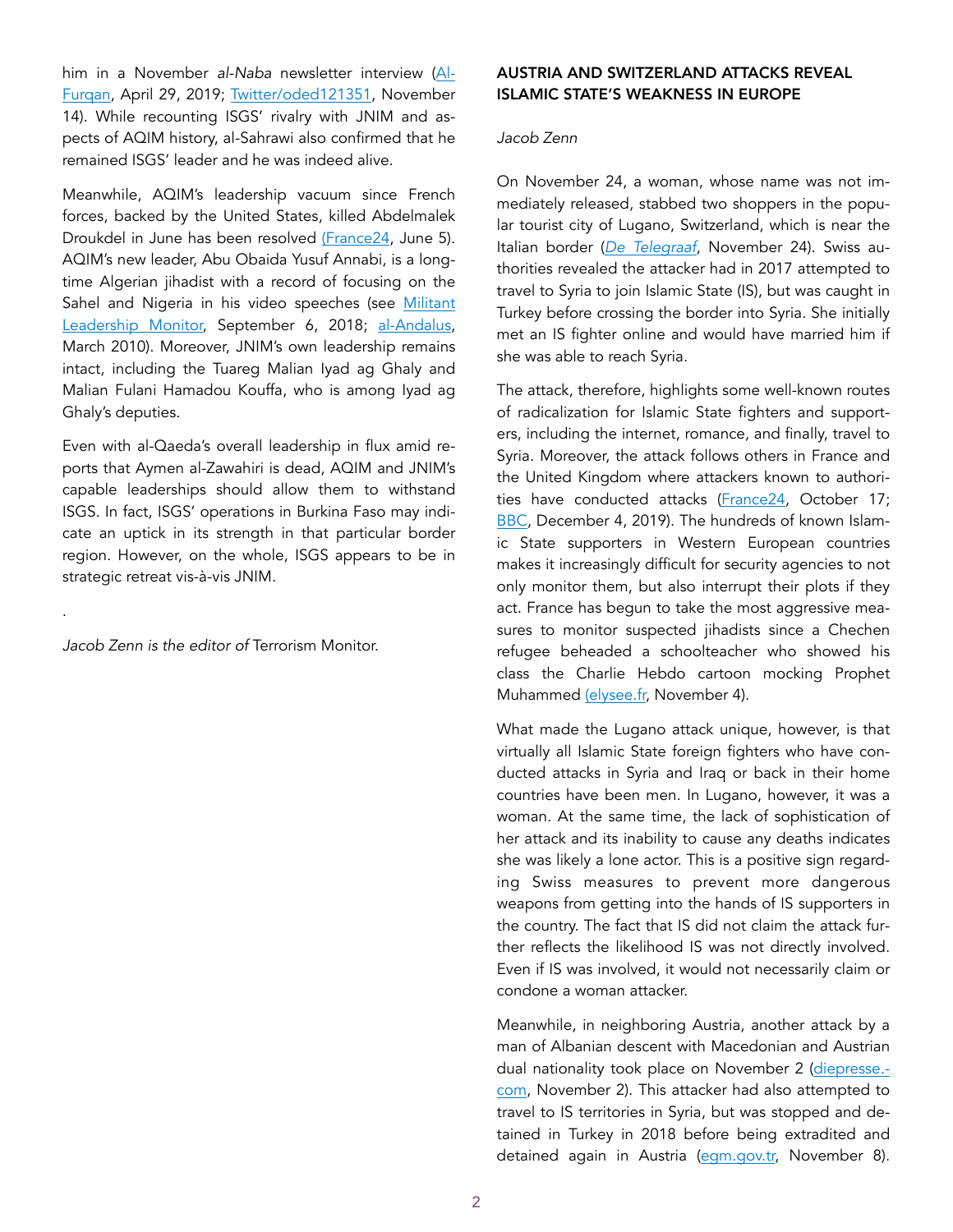him in a November *al-Naba* newsletter interview (Al-Furqan, April 29, 2019; Twitter/oded121351, November 14). While recounting ISGS' rivalry with JNIM and aspects of AQIM history, al-Sahrawi also confirmed that he remained ISGS' leader and he was indeed alive.

Meanwhile, AQIM's leadership vacuum since French forces, backed by the United States, killed Abdelmalek Droukdel in June has been resolved (France24, June 5). AQIM's new leader, Abu Obaida Yusuf Annabi, is a long-time Algerian jihadist with a record of focusing on the Sahel and Nigeria in his video speeches (see Militant Leadership Monitor, September 6, 2018; al-Andalus, March 2010). Moreover, JNIM's own leadership remains intact, including the Tuareg Malian Iyad ag Ghaly and Malian Fulani Hamadou Kouffa, who is among Iyad ag Ghaly's deputies.

Even with al-Qaeda's overall leadership in flux amid reports that Aymen al-Zawahiri is dead, AQIM and JNIM's capable leaderships should allow them to withstand ISGS. In fact, ISGS' operations in Burkina Faso may indicate an uptick in its strength in that particular border region. However, on the whole, ISGS appears to be in strategic retreat vis-à-vis JNIM.

.

*Jacob Zenn is the editor of* Terrorism Monitor.

## AUSTRIA AND SWITZERLAND ATTACKS REVEAL ISLAMIC STATE'S WEAKNESS IN EUROPE

*Jacob Zenn*

On November 24, a woman, whose name was not immediately released, stabbed two shoppers in the popular tourist city of Lugano, Switzerland, which is near the Italian border (*De Telegraaf*, November 24). Swiss authorities revealed the attacker had in 2017 attempted to travel to Syria to join Islamic State (IS), but was caught in Turkey before crossing the border into Syria. She initially met an IS fighter online and would have married him if she was able to reach Syria.

The attack, therefore, highlights some well-known routes of radicalization for Islamic State fighters and supporters, including the internet, romance, and finally, travel to Syria. Moreover, the attack follows others in France and the United Kingdom where attackers known to authorities have conducted attacks (France24, October 17; BBC, December 4, 2019). The hundreds of known Islamic State supporters in Western European countries makes it increasingly difficult for security agencies to not only monitor them, but also interrupt their plots if they act. France has begun to take the most aggressive measures to monitor suspected jihadists since a Chechen refugee beheaded a schoolteacher who showed his class the Charlie Hebdo cartoon mocking Prophet Muhammed (elysee.fr, November 4).

What made the Lugano attack unique, however, is that virtually all Islamic State foreign fighters who have conducted attacks in Syria and Iraq or back in their home countries have been men. In Lugano, however, it was a woman. At the same time, the lack of sophistication of her attack and its inability to cause any deaths indicates she was likely a lone actor. This is a positive sign regarding Swiss measures to prevent more dangerous weapons from getting into the hands of IS supporters in the country. The fact that IS did not claim the attack further reflects the likelihood IS was not directly involved. Even if IS was involved, it would not necessarily claim or condone a woman attacker.

Meanwhile, in neighboring Austria, another attack by a man of Albanian descent with Macedonian and Austrian dual nationality took place on November 2 (diepresse.com, November 2). This attacker had also attempted to travel to IS territories in Syria, but was stopped and detained in Turkey in 2018 before being extradited and detained again in Austria (egm.gov.tr, November 8).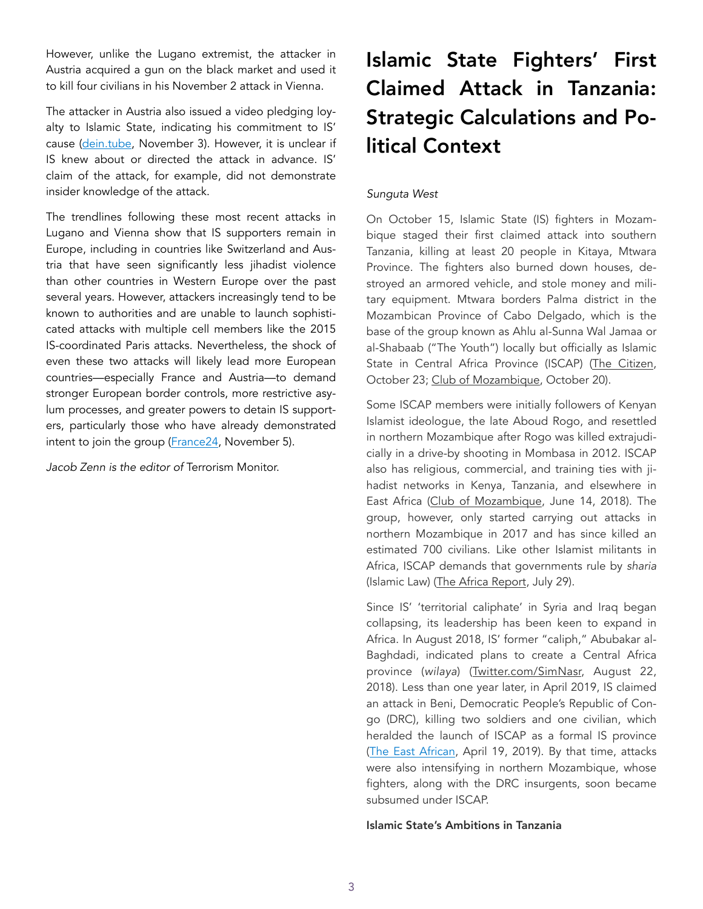However, unlike the Lugano extremist, the attacker in Austria acquired a gun on the black market and used it to kill four civilians in his November 2 attack in Vienna.

The attacker in Austria also issued a video pledging loyalty to Islamic State, indicating his commitment to IS' cause (dein.tube, November 3). However, it is unclear if IS knew about or directed the attack in advance. IS' claim of the attack, for example, did not demonstrate insider knowledge of the attack.

The trendlines following these most recent attacks in Lugano and Vienna show that IS supporters remain in Europe, including in countries like Switzerland and Austria that have seen significantly less jihadist violence than other countries in Western Europe over the past several years. However, attackers increasingly tend to be known to authorities and are unable to launch sophisticated attacks with multiple cell members like the 2015 IS-coordinated Paris attacks. Nevertheless, the shock of even these two attacks will likely lead more European countries—especially France and Austria—to demand stronger European border controls, more restrictive asylum processes, and greater powers to detain IS supporters, particularly those who have already demonstrated intent to join the group (France24, November 5).

*Jacob Zenn is the editor of* Terrorism Monitor.

# Islamic State Fighters' First Claimed Attack in Tanzania: Strategic Calculations and Political Context

*Sunguta West*

On October 15, Islamic State (IS) fighters in Mozambique staged their first claimed attack into southern Tanzania, killing at least 20 people in Kitaya, Mtwara Province. The fighters also burned down houses, destroyed an armored vehicle, and stole money and military equipment. Mtwara borders Palma district in the Mozambican Province of Cabo Delgado, which is the base of the group known as Ahlu al-Sunna Wal Jamaa or al-Shabaab ("The Youth") locally but officially as Islamic State in Central Africa Province (ISCAP) (The Citizen, October 23; Club of Mozambique, October 20).

Some ISCAP members were initially followers of Kenyan Islamist ideologue, the late Aboud Rogo, and resettled in northern Mozambique after Rogo was killed extrajudicially in a drive-by shooting in Mombasa in 2012. ISCAP also has religious, commercial, and training ties with jihadist networks in Kenya, Tanzania, and elsewhere in East Africa (Club of Mozambique, June 14, 2018). The group, however, only started carrying out attacks in northern Mozambique in 2017 and has since killed an estimated 700 civilians. Like other Islamist militants in Africa, ISCAP demands that governments rule by *sharia* (Islamic Law) (The Africa Report, July 29).

Since IS' 'territorial caliphate' in Syria and Iraq began collapsing, its leadership has been keen to expand in Africa. In August 2018, IS' former "caliph," Abubakar al-Baghdadi, indicated plans to create a Central Africa province (*wilaya*) (Twitter.com/SimNasr, August 22, 2018). Less than one year later, in April 2019, IS claimed an attack in Beni, Democratic People's Republic of Congo (DRC), killing two soldiers and one civilian, which heralded the launch of ISCAP as a formal IS province (The East African, April 19, 2019). By that time, attacks were also intensifying in northern Mozambique, whose fighters, along with the DRC insurgents, soon became subsumed under ISCAP.

**Islamic State's Ambitions in Tanzania**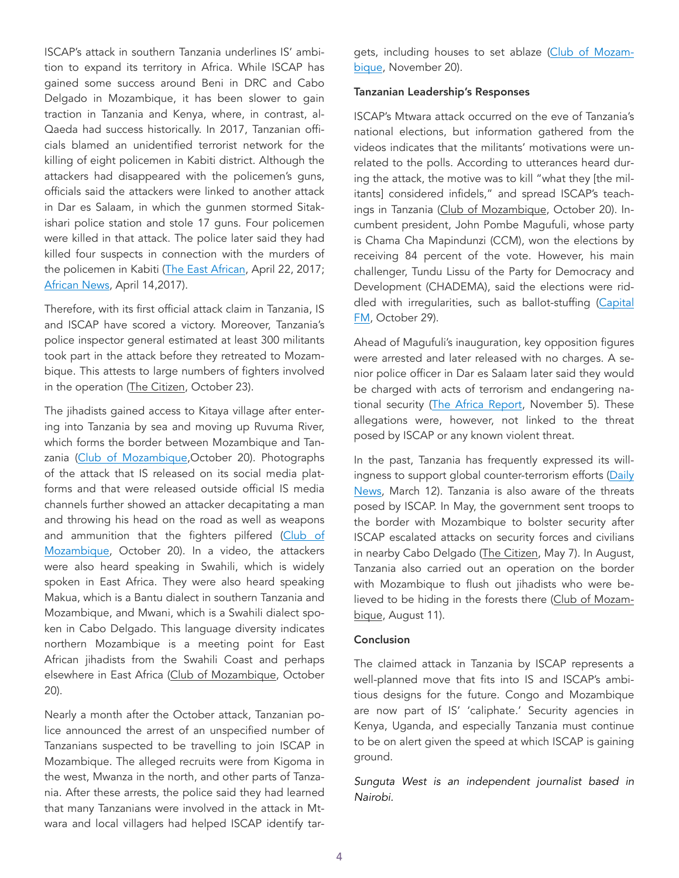ISCAP's attack in southern Tanzania underlines IS' ambition to expand its territory in Africa. While ISCAP has gained some success around Beni in DRC and Cabo Delgado in Mozambique, it has been slower to gain traction in Tanzania and Kenya, where, in contrast, al-Qaeda had success historically. In 2017, Tanzanian officials blamed an unidentified terrorist network for the killing of eight policemen in Kabiti district. Although the attackers had disappeared with the policemen's guns, officials said the attackers were linked to another attack in Dar es Salaam, in which the gunmen stormed Sitakishari police station and stole 17 guns. Four policemen were killed in that attack. The police later said they had killed four suspects in connection with the murders of the policemen in Kabiti (The East African, April 22, 2017; African News, April 14,2017).

Therefore, with its first official attack claim in Tanzania, IS and ISCAP have scored a victory. Moreover, Tanzania's police inspector general estimated at least 300 militants took part in the attack before they retreated to Mozambique. This attests to large numbers of fighters involved in the operation (The Citizen, October 23).

The jihadists gained access to Kitaya village after entering into Tanzania by sea and moving up Ruvuma River, which forms the border between Mozambique and Tanzania (Club of Mozambique,October 20). Photographs of the attack that IS released on its social media platforms and that were released outside official IS media channels further showed an attacker decapitating a man and throwing his head on the road as well as weapons and ammunition that the fighters pilfered (Club of Mozambique, October 20). In a video, the attackers were also heard speaking in Swahili, which is widely spoken in East Africa. They were also heard speaking Makua, which is a Bantu dialect in southern Tanzania and Mozambique, and Mwani, which is a Swahili dialect spoken in Cabo Delgado. This language diversity indicates northern Mozambique is a meeting point for East African jihadists from the Swahili Coast and perhaps elsewhere in East Africa (Club of Mozambique, October 20).

Nearly a month after the October attack, Tanzanian police announced the arrest of an unspecified number of Tanzanians suspected to be travelling to join ISCAP in Mozambique. The alleged recruits were from Kigoma in the west, Mwanza in the north, and other parts of Tanzania. After these arrests, the police said they had learned that many Tanzanians were involved in the attack in Mtwara and local villagers had helped ISCAP identify targets, including houses to set ablaze (Club of Mozambique, November 20).

### Tanzanian Leadership's Responses

ISCAP's Mtwara attack occurred on the eve of Tanzania's national elections, but information gathered from the videos indicates that the militants' motivations were unrelated to the polls. According to utterances heard during the attack, the motive was to kill "what they [the militants] considered infidels," and spread ISCAP's teachings in Tanzania (Club of Mozambique, October 20). Incumbent president, John Pombe Magufuli, whose party is Chama Cha Mapindunzi (CCM), won the elections by receiving 84 percent of the vote. However, his main challenger, Tundu Lissu of the Party for Democracy and Development (CHADEMA), said the elections were riddled with irregularities, such as ballot-stuffing (Capital FM, October 29).

Ahead of Magufuli's inauguration, key opposition figures were arrested and later released with no charges. A senior police officer in Dar es Salaam later said they would be charged with acts of terrorism and endangering national security (The Africa Report, November 5). These allegations were, however, not linked to the threat posed by ISCAP or any known violent threat.

In the past, Tanzania has frequently expressed its willingness to support global counter-terrorism efforts (Daily News, March 12). Tanzania is also aware of the threats posed by ISCAP. In May, the government sent troops to the border with Mozambique to bolster security after ISCAP escalated attacks on security forces and civilians in nearby Cabo Delgado (The Citizen, May 7). In August, Tanzania also carried out an operation on the border with Mozambique to flush out jihadists who were believed to be hiding in the forests there (Club of Mozambique, August 11).

### Conclusion

The claimed attack in Tanzania by ISCAP represents a well-planned move that fits into IS and ISCAP's ambitious designs for the future. Congo and Mozambique are now part of IS' 'caliphate.' Security agencies in Kenya, Uganda, and especially Tanzania must continue to be on alert given the speed at which ISCAP is gaining ground.

*Sunguta West is an independent journalist based in Nairobi.*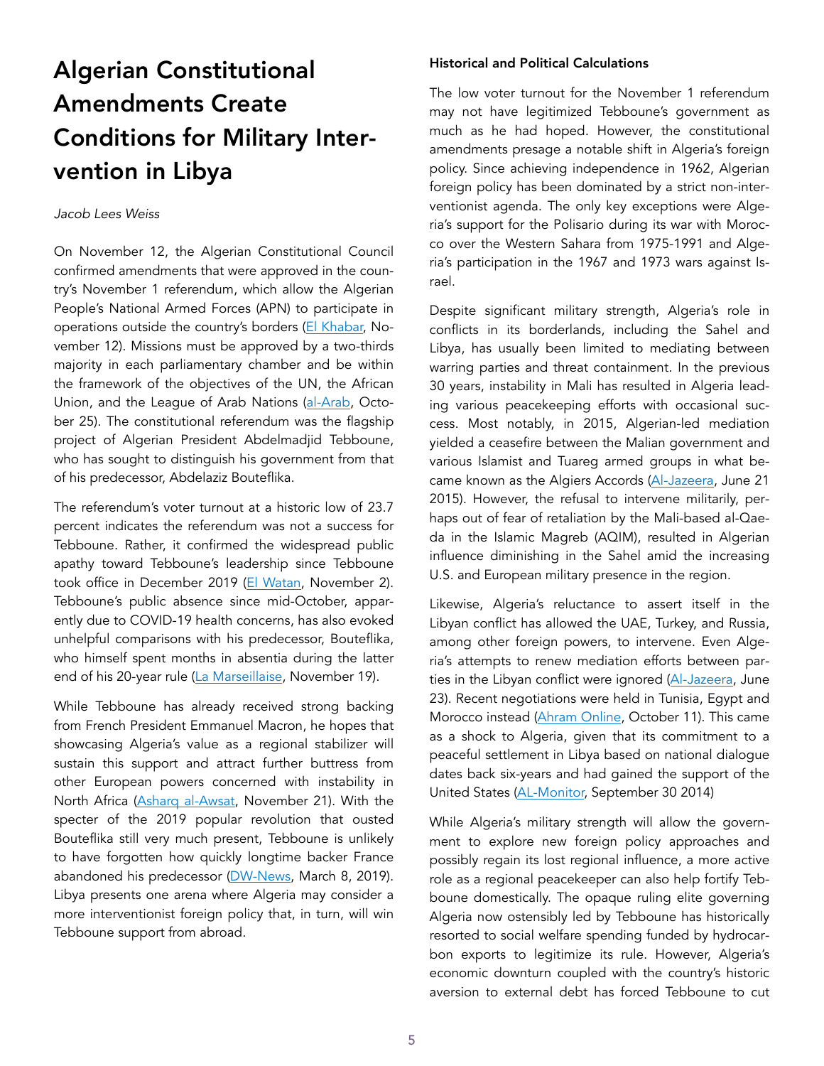# Algerian Constitutional Amendments Create Conditions for Military Intervention in Libya

*Jacob Lees Weiss*

On November 12, the Algerian Constitutional Council confirmed amendments that were approved in the country's November 1 referendum, which allow the Algerian People's National Armed Forces (APN) to participate in operations outside the country's borders (El Khabar, November 12). Missions must be approved by a two-thirds majority in each parliamentary chamber and be within the framework of the objectives of the UN, the African Union, and the League of Arab Nations (al-Arab, October 25). The constitutional referendum was the flagship project of Algerian President Abdelmadjid Tebboune, who has sought to distinguish his government from that of his predecessor, Abdelaziz Bouteflika.

The referendum's voter turnout at a historic low of 23.7 percent indicates the referendum was not a success for Tebboune. Rather, it confirmed the widespread public apathy toward Tebboune's leadership since Tebboune took office in December 2019 (El Watan, November 2). Tebboune's public absence since mid-October, apparently due to COVID-19 health concerns, has also evoked unhelpful comparisons with his predecessor, Bouteflika, who himself spent months in absentia during the latter end of his 20-year rule (La Marseillaise, November 19).

While Tebboune has already received strong backing from French President Emmanuel Macron, he hopes that showcasing Algeria's value as a regional stabilizer will sustain this support and attract further buttress from other European powers concerned with instability in North Africa (Asharq al-Awsat, November 21). With the specter of the 2019 popular revolution that ousted Bouteflika still very much present, Tebboune is unlikely to have forgotten how quickly longtime backer France abandoned his predecessor (DW-News, March 8, 2019). Libya presents one arena where Algeria may consider a more interventionist foreign policy that, in turn, will win Tebboune support from abroad.

**Historical and Political Calculations**

The low voter turnout for the November 1 referendum may not have legitimized Tebboune's government as much as he had hoped. However, the constitutional amendments presage a notable shift in Algeria's foreign policy. Since achieving independence in 1962, Algerian foreign policy has been dominated by a strict non-interventionist agenda. The only key exceptions were Algeria's support for the Polisario during its war with Morocco over the Western Sahara from 1975-1991 and Algeria's participation in the 1967 and 1973 wars against Israel.

Despite significant military strength, Algeria's role in conflicts in its borderlands, including the Sahel and Libya, has usually been limited to mediating between warring parties and threat containment. In the previous 30 years, instability in Mali has resulted in Algeria leading various peacekeeping efforts with occasional success. Most notably, in 2015, Algerian-led mediation yielded a ceasefire between the Malian government and various Islamist and Tuareg armed groups in what became known as the Algiers Accords (Al-Jazeera, June 21 2015). However, the refusal to intervene militarily, perhaps out of fear of retaliation by the Mali-based al-Qaeda in the Islamic Magreb (AQIM), resulted in Algerian influence diminishing in the Sahel amid the increasing U.S. and European military presence in the region.

Likewise, Algeria's reluctance to assert itself in the Libyan conflict has allowed the UAE, Turkey, and Russia, among other foreign powers, to intervene. Even Algeria's attempts to renew mediation efforts between parties in the Libyan conflict were ignored (Al-Jazeera, June 23). Recent negotiations were held in Tunisia, Egypt and Morocco instead (Ahram Online, October 11). This came as a shock to Algeria, given that its commitment to a peaceful settlement in Libya based on national dialogue dates back six-years and had gained the support of the United States (AL-Monitor, September 30 2014)

While Algeria's military strength will allow the government to explore new foreign policy approaches and possibly regain its lost regional influence, a more active role as a regional peacekeeper can also help fortify Tebboune domestically. The opaque ruling elite governing Algeria now ostensibly led by Tebboune has historically resorted to social welfare spending funded by hydrocarbon exports to legitimize its rule. However, Algeria's economic downturn coupled with the country's historic aversion to external debt has forced Tebboune to cut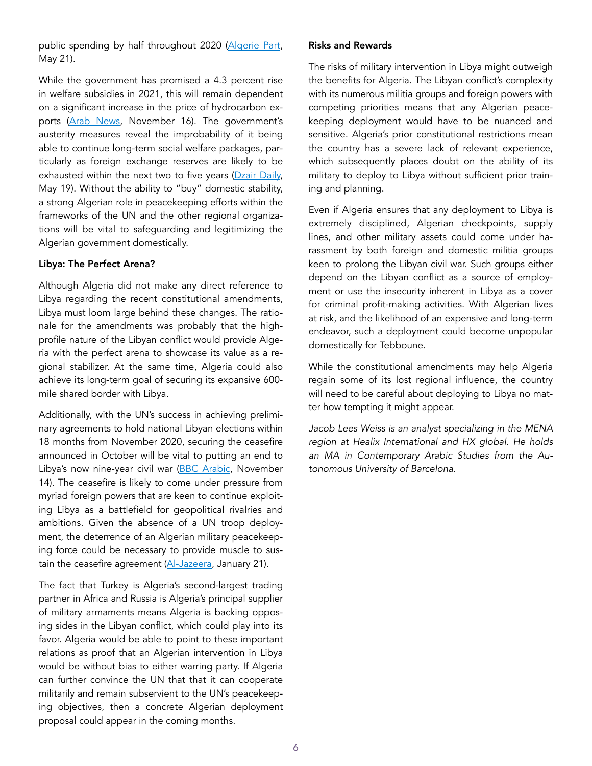public spending by half throughout 2020 (Algerie Part, May 21).

While the government has promised a 4.3 percent rise in welfare subsidies in 2021, this will remain dependent on a significant increase in the price of hydrocarbon exports (Arab News, November 16). The government's austerity measures reveal the improbability of it being able to continue long-term social welfare packages, particularly as foreign exchange reserves are likely to be exhausted within the next two to five years (Dzair Daily, May 19). Without the ability to "buy" domestic stability, a strong Algerian role in peacekeeping efforts within the frameworks of the UN and the other regional organizations will be vital to safeguarding and legitimizing the Algerian government domestically.

**Libya: The Perfect Arena?**

Although Algeria did not make any direct reference to Libya regarding the recent constitutional amendments, Libya must loom large behind these changes. The rationale for the amendments was probably that the high-profile nature of the Libyan conflict would provide Algeria with the perfect arena to showcase its value as a regional stabilizer. At the same time, Algeria could also achieve its long-term goal of securing its expansive 600-mile shared border with Libya.

Additionally, with the UN's success in achieving preliminary agreements to hold national Libyan elections within 18 months from November 2020, securing the ceasefire announced in October will be vital to putting an end to Libya's now nine-year civil war (BBC Arabic, November 14). The ceasefire is likely to come under pressure from myriad foreign powers that are keen to continue exploiting Libya as a battlefield for geopolitical rivalries and ambitions. Given the absence of a UN troop deployment, the deterrence of an Algerian military peacekeeping force could be necessary to provide muscle to sustain the ceasefire agreement (Al-Jazeera, January 21).

The fact that Turkey is Algeria's second-largest trading partner in Africa and Russia is Algeria's principal supplier of military armaments means Algeria is backing opposing sides in the Libyan conflict, which could play into its favor. Algeria would be able to point to these important relations as proof that an Algerian intervention in Libya would be without bias to either warring party. If Algeria can further convince the UN that that it can cooperate militarily and remain subservient to the UN's peacekeeping objectives, then a concrete Algerian deployment proposal could appear in the coming months.

**Risks and Rewards**

The risks of military intervention in Libya might outweigh the benefits for Algeria. The Libyan conflict's complexity with its numerous militia groups and foreign powers with competing priorities means that any Algerian peacekeeping deployment would have to be nuanced and sensitive. Algeria's prior constitutional restrictions mean the country has a severe lack of relevant experience, which subsequently places doubt on the ability of its military to deploy to Libya without sufficient prior training and planning.

Even if Algeria ensures that any deployment to Libya is extremely disciplined, Algerian checkpoints, supply lines, and other military assets could come under harassment by both foreign and domestic militia groups keen to prolong the Libyan civil war. Such groups either depend on the Libyan conflict as a source of employment or use the insecurity inherent in Libya as a cover for criminal profit-making activities. With Algerian lives at risk, and the likelihood of an expensive and long-term endeavor, such a deployment could become unpopular domestically for Tebboune.

While the constitutional amendments may help Algeria regain some of its lost regional influence, the country will need to be careful about deploying to Libya no matter how tempting it might appear.

*Jacob Lees Weiss is an analyst specializing in the MENA region at Healix International and HX global. He holds an MA in Contemporary Arabic Studies from the Autonomous University of Barcelona.*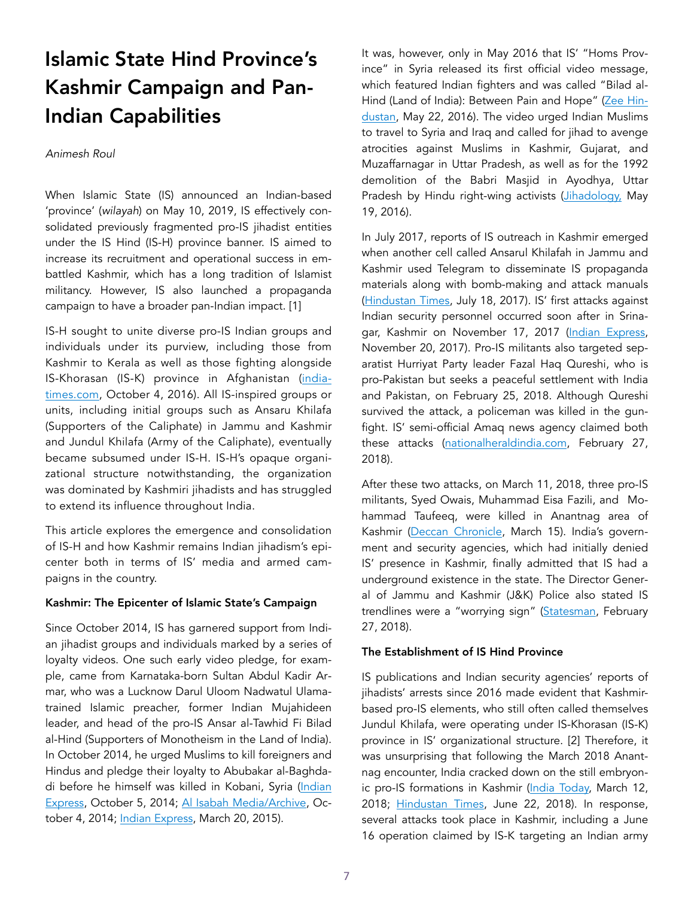# Islamic State Hind Province's Kashmir Campaign and Pan-Indian Capabilities

*Animesh Roul*

When Islamic State (IS) announced an Indian-based 'province' (*wilayah*) on May 10, 2019, IS effectively consolidated previously fragmented pro-IS jihadist entities under the IS Hind (IS-H) province banner. IS aimed to increase its recruitment and operational success in embattled Kashmir, which has a long tradition of Islamist militancy. However, IS also launched a propaganda campaign to have a broader pan-Indian impact. [1]

IS-H sought to unite diverse pro-IS Indian groups and individuals under its purview, including those from Kashmir to Kerala as well as those fighting alongside IS-Khorasan (IS-K) province in Afghanistan (indiatimes.com, October 4, 2016). All IS-inspired groups or units, including initial groups such as Ansaru Khilafa (Supporters of the Caliphate) in Jammu and Kashmir and Jundul Khilafa (Army of the Caliphate), eventually became subsumed under IS-H. IS-H's opaque organizational structure notwithstanding, the organization was dominated by Kashmiri jihadists and has struggled to extend its influence throughout India.

This article explores the emergence and consolidation of IS-H and how Kashmir remains Indian jihadism's epicenter both in terms of IS' media and armed campaigns in the country.

**Kashmir: The Epicenter of Islamic State's Campaign**

Since October 2014, IS has garnered support from Indian jihadist groups and individuals marked by a series of loyalty videos. One such early video pledge, for example, came from Karnataka-born Sultan Abdul Kadir Armar, who was a Lucknow Darul Uloom Nadwatul Ulama-trained Islamic preacher, former Indian Mujahideen leader, and head of the pro-IS Ansar al-Tawhid Fi Bilad al-Hind (Supporters of Monotheism in the Land of India). In October 2014, he urged Muslims to kill foreigners and Hindus and pledge their loyalty to Abubakar al-Baghdadi before he himself was killed in Kobani, Syria (Indian Express, October 5, 2014; Al Isabah Media/Archive, October 4, 2014; Indian Express, March 20, 2015).

It was, however, only in May 2016 that IS' "Homs Province" in Syria released its first official video message, which featured Indian fighters and was called "Bilad al-Hind (Land of India): Between Pain and Hope" (Zee Hindustan, May 22, 2016). The video urged Indian Muslims to travel to Syria and Iraq and called for jihad to avenge atrocities against Muslims in Kashmir, Gujarat, and Muzaffarnagar in Uttar Pradesh, as well as for the 1992 demolition of the Babri Masjid in Ayodhya, Uttar Pradesh by Hindu right-wing activists (Jihadology, May 19, 2016).

In July 2017, reports of IS outreach in Kashmir emerged when another cell called Ansarul Khilafah in Jammu and Kashmir used Telegram to disseminate IS propaganda materials along with bomb-making and attack manuals (Hindustan Times, July 18, 2017). IS' first attacks against Indian security personnel occurred soon after in Srinagar, Kashmir on November 17, 2017 (Indian Express, November 20, 2017). Pro-IS militants also targeted separatist Hurriyat Party leader Fazal Haq Qureshi, who is pro-Pakistan but seeks a peaceful settlement with India and Pakistan, on February 25, 2018. Although Qureshi survived the attack, a policeman was killed in the gunfight. IS' semi-official Amaq news agency claimed both these attacks (nationalheraldindia.com, February 27, 2018).

After these two attacks, on March 11, 2018, three pro-IS militants, Syed Owais, Muhammad Eisa Fazili, and Mohammad Taufeeq, were killed in Anantnag area of Kashmir (Deccan Chronicle, March 15). India's government and security agencies, which had initially denied IS' presence in Kashmir, finally admitted that IS had a underground existence in the state. The Director General of Jammu and Kashmir (J&K) Police also stated IS trendlines were a "worrying sign" (Statesman, February 27, 2018).

**The Establishment of IS Hind Province**

IS publications and Indian security agencies' reports of jihadists' arrests since 2016 made evident that Kashmir-based pro-IS elements, who still often called themselves Jundul Khilafa, were operating under IS-Khorasan (IS-K) province in IS' organizational structure. [2] Therefore, it was unsurprising that following the March 2018 Anantnag encounter, India cracked down on the still embryonic pro-IS formations in Kashmir (India Today, March 12, 2018; Hindustan Times, June 22, 2018). In response, several attacks took place in Kashmir, including a June 16 operation claimed by IS-K targeting an Indian army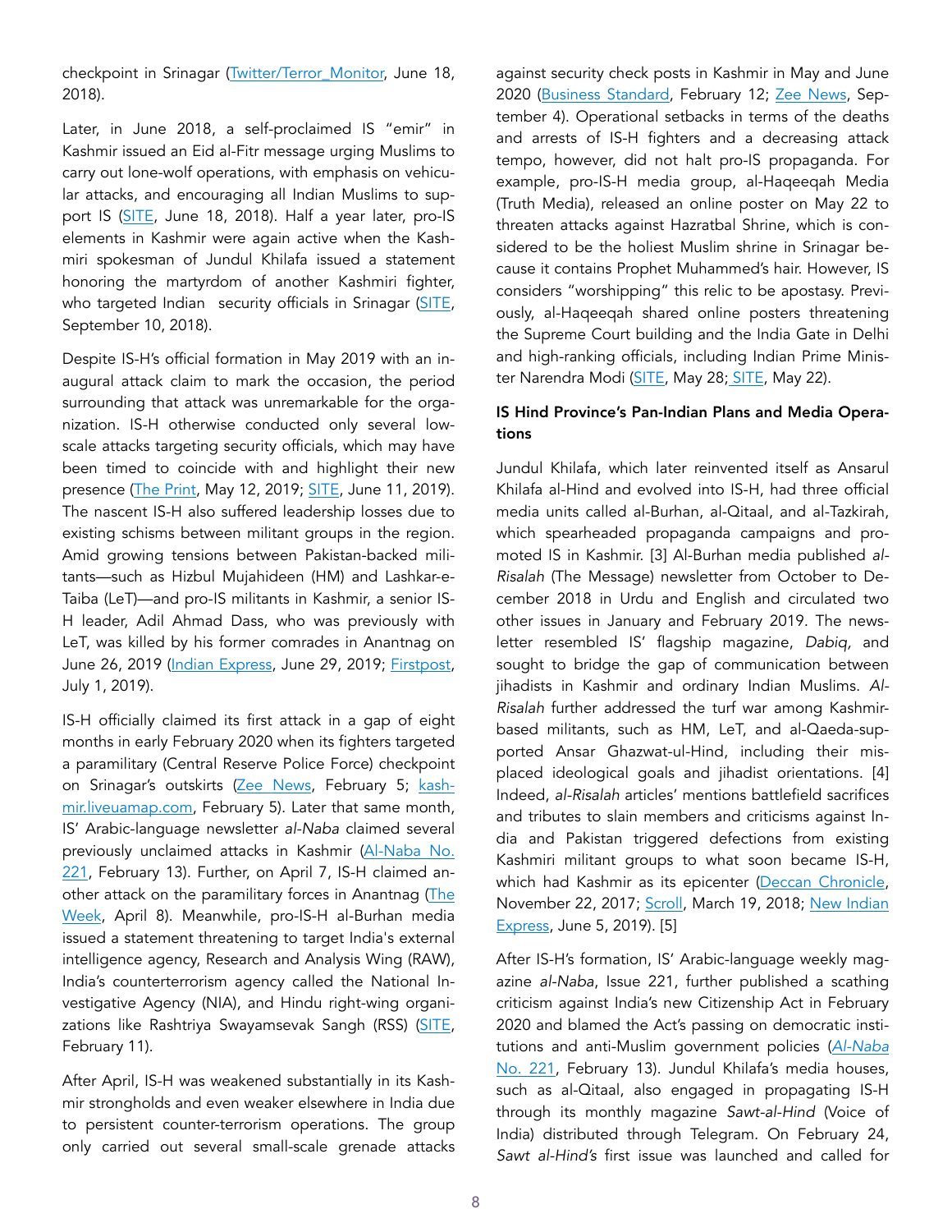checkpoint in Srinagar (Twitter/Terror_Monitor, June 18, 2018).

Later, in June 2018, a self-proclaimed IS "emir" in Kashmir issued an Eid al-Fitr message urging Muslims to carry out lone-wolf operations, with emphasis on vehicular attacks, and encouraging all Indian Muslims to support IS (SITE, June 18, 2018). Half a year later, pro-IS elements in Kashmir were again active when the Kashmiri spokesman of Jundul Khilafa issued a statement honoring the martyrdom of another Kashmiri fighter, who targeted Indian security officials in Srinagar (SITE, September 10, 2018).

Despite IS-H's official formation in May 2019 with an inaugural attack claim to mark the occasion, the period surrounding that attack was unremarkable for the organization. IS-H otherwise conducted only several low-scale attacks targeting security officials, which may have been timed to coincide with and highlight their new presence (The Print, May 12, 2019; SITE, June 11, 2019). The nascent IS-H also suffered leadership losses due to existing schisms between militant groups in the region. Amid growing tensions between Pakistan-backed militants—such as Hizbul Mujahideen (HM) and Lashkar-e-Taiba (LeT)—and pro-IS militants in Kashmir, a senior IS-H leader, Adil Ahmad Dass, who was previously with LeT, was killed by his former comrades in Anantnag on June 26, 2019 (Indian Express, June 29, 2019; Firstpost, July 1, 2019).

IS-H officially claimed its first attack in a gap of eight months in early February 2020 when its fighters targeted a paramilitary (Central Reserve Police Force) checkpoint on Srinagar's outskirts (Zee News, February 5; kashmir.liveuamap.com, February 5). Later that same month, IS' Arabic-language newsletter *al-Naba* claimed several previously unclaimed attacks in Kashmir (Al-Naba No. 221, February 13). Further, on April 7, IS-H claimed another attack on the paramilitary forces in Anantnag (The Week, April 8). Meanwhile, pro-IS-H al-Burhan media issued a statement threatening to target India's external intelligence agency, Research and Analysis Wing (RAW), India's counterterrorism agency called the National Investigative Agency (NIA), and Hindu right-wing organizations like Rashtriya Swayamsevak Sangh (RSS) (SITE, February 11).

After April, IS-H was weakened substantially in its Kashmir strongholds and even weaker elsewhere in India due to persistent counter-terrorism operations. The group only carried out several small-scale grenade attacks against security check posts in Kashmir in May and June 2020 (Business Standard, February 12; Zee News, September 4). Operational setbacks in terms of the deaths and arrests of IS-H fighters and a decreasing attack tempo, however, did not halt pro-IS propaganda. For example, pro-IS-H media group, al-Haqeeqah Media (Truth Media), released an online poster on May 22 to threaten attacks against Hazratbal Shrine, which is considered to be the holiest Muslim shrine in Srinagar because it contains Prophet Muhammed's hair. However, IS considers "worshipping" this relic to be apostasy. Previously, al-Haqeeqah shared online posters threatening the Supreme Court building and the India Gate in Delhi and high-ranking officials, including Indian Prime Minister Narendra Modi (SITE, May 28; SITE, May 22).

### IS Hind Province's Pan-Indian Plans and Media Operations

Jundul Khilafa, which later reinvented itself as Ansarul Khilafa al-Hind and evolved into IS-H, had three official media units called al-Burhan, al-Qitaal, and al-Tazkirah, which spearheaded propaganda campaigns and promoted IS in Kashmir. [3] Al-Burhan media published *al-Risalah* (The Message) newsletter from October to December 2018 in Urdu and English and circulated two other issues in January and February 2019. The newsletter resembled IS' flagship magazine, *Dabiq*, and sought to bridge the gap of communication between jihadists in Kashmir and ordinary Indian Muslims. *Al-Risalah* further addressed the turf war among Kashmir-based militants, such as HM, LeT, and al-Qaeda-supported Ansar Ghazwat-ul-Hind, including their misplaced ideological goals and jihadist orientations. [4] Indeed, *al-Risalah* articles' mentions battlefield sacrifices and tributes to slain members and criticisms against India and Pakistan triggered defections from existing Kashmiri militant groups to what soon became IS-H, which had Kashmir as its epicenter (Deccan Chronicle, November 22, 2017; Scroll, March 19, 2018; New Indian Express, June 5, 2019). [5]

After IS-H's formation, IS' Arabic-language weekly magazine *al-Naba*, Issue 221, further published a scathing criticism against India's new Citizenship Act in February 2020 and blamed the Act's passing on democratic institutions and anti-Muslim government policies (*Al-Naba* No. 221, February 13). Jundul Khilafa's media houses, such as al-Qitaal, also engaged in propagating IS-H through its monthly magazine *Sawt-al-Hind* (Voice of India) distributed through Telegram. On February 24, *Sawt al-Hind's* first issue was launched and called for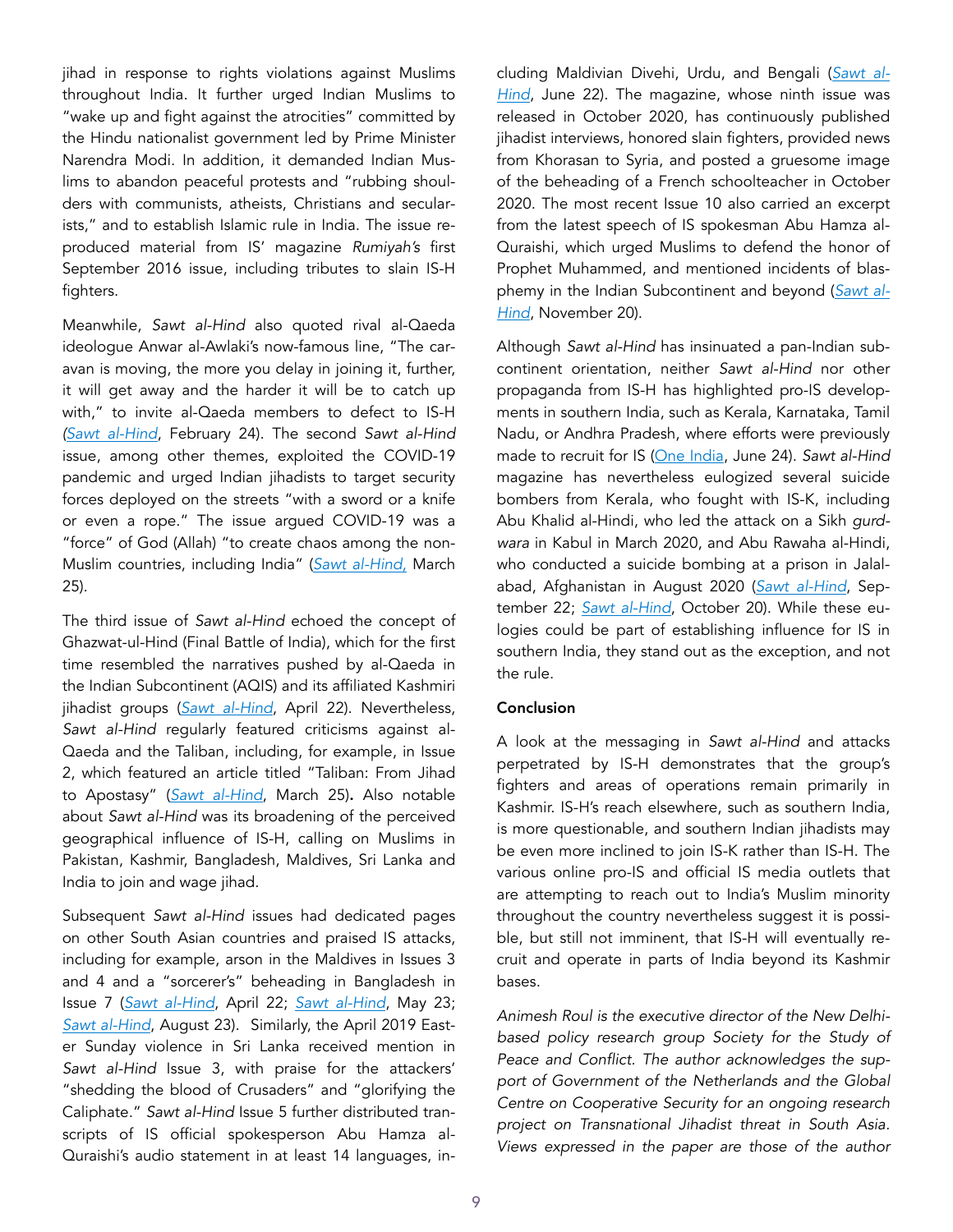jihad in response to rights violations against Muslims throughout India. It further urged Indian Muslims to "wake up and fight against the atrocities" committed by the Hindu nationalist government led by Prime Minister Narendra Modi. In addition, it demanded Indian Muslims to abandon peaceful protests and "rubbing shoulders with communists, atheists, Christians and secularists," and to establish Islamic rule in India. The issue reproduced material from IS' magazine *Rumiyah's* first September 2016 issue, including tributes to slain IS-H fighters.

Meanwhile, *Sawt al-Hind* also quoted rival al-Qaeda ideologue Anwar al-Awlaki's now-famous line, "The caravan is moving, the more you delay in joining it, further, it will get away and the harder it will be to catch up with," to invite al-Qaeda members to defect to IS-H (*Sawt al-Hind*, February 24). The second *Sawt al-Hind* issue, among other themes, exploited the COVID-19 pandemic and urged Indian jihadists to target security forces deployed on the streets "with a sword or a knife or even a rope." The issue argued COVID-19 was a "force" of God (Allah) "to create chaos among the non-Muslim countries, including India" (*Sawt al-Hind,* March 25).

The third issue of *Sawt al-Hind* echoed the concept of Ghazwat-ul-Hind (Final Battle of India), which for the first time resembled the narratives pushed by al-Qaeda in the Indian Subcontinent (AQIS) and its affiliated Kashmiri jihadist groups (*Sawt al-Hind*, April 22). Nevertheless, *Sawt al-Hind* regularly featured criticisms against al-Qaeda and the Taliban, including, for example, in Issue 2, which featured an article titled "Taliban: From Jihad to Apostasy" (*Sawt al-Hind*, March 25). Also notable about *Sawt al-Hind* was its broadening of the perceived geographical influence of IS-H, calling on Muslims in Pakistan, Kashmir, Bangladesh, Maldives, Sri Lanka and India to join and wage jihad.

Subsequent *Sawt al-Hind* issues had dedicated pages on other South Asian countries and praised IS attacks, including for example, arson in the Maldives in Issues 3 and 4 and a "sorcerer's" beheading in Bangladesh in Issue 7 (*Sawt al-Hind*, April 22; *Sawt al-Hind*, May 23; *Sawt al-Hind*, August 23). Similarly, the April 2019 Easter Sunday violence in Sri Lanka received mention in *Sawt al-Hind* Issue 3, with praise for the attackers' "shedding the blood of Crusaders" and "glorifying the Caliphate." *Sawt al-Hind* Issue 5 further distributed transcripts of IS official spokesperson Abu Hamza al-Quraishi's audio statement in at least 14 languages, including Maldivian Divehi, Urdu, and Bengali (*Sawt al-Hind*, June 22). The magazine, whose ninth issue was released in October 2020, has continuously published jihadist interviews, honored slain fighters, provided news from Khorasan to Syria, and posted a gruesome image of the beheading of a French schoolteacher in October 2020. The most recent Issue 10 also carried an excerpt from the latest speech of IS spokesman Abu Hamza al-Quraishi, which urged Muslims to defend the honor of Prophet Muhammed, and mentioned incidents of blasphemy in the Indian Subcontinent and beyond (*Sawt al-Hind*, November 20).

Although *Sawt al-Hind* has insinuated a pan-Indian subcontinent orientation, neither *Sawt al-Hind* nor other propaganda from IS-H has highlighted pro-IS developments in southern India, such as Kerala, Karnataka, Tamil Nadu, or Andhra Pradesh, where efforts were previously made to recruit for IS (One India, June 24). *Sawt al-Hind* magazine has nevertheless eulogized several suicide bombers from Kerala, who fought with IS-K, including Abu Khalid al-Hindi, who led the attack on a Sikh *gurdwara* in Kabul in March 2020, and Abu Rawaha al-Hindi, who conducted a suicide bombing at a prison in Jalalabad, Afghanistan in August 2020 (*Sawt al-Hind*, September 22; *Sawt al-Hind*, October 20). While these eulogies could be part of establishing influence for IS in southern India, they stand out as the exception, and not the rule.

**Conclusion**

A look at the messaging in *Sawt al-Hind* and attacks perpetrated by IS-H demonstrates that the group's fighters and areas of operations remain primarily in Kashmir. IS-H's reach elsewhere, such as southern India, is more questionable, and southern Indian jihadists may be even more inclined to join IS-K rather than IS-H. The various online pro-IS and official IS media outlets that are attempting to reach out to India's Muslim minority throughout the country nevertheless suggest it is possible, but still not imminent, that IS-H will eventually recruit and operate in parts of India beyond its Kashmir bases.

*Animesh Roul is the executive director of the New Delhi-based policy research group Society for the Study of Peace and Conflict. The author acknowledges the support of Government of the Netherlands and the Global Centre on Cooperative Security for an ongoing research project on Transnational Jihadist threat in South Asia. Views expressed in the paper are those of the author*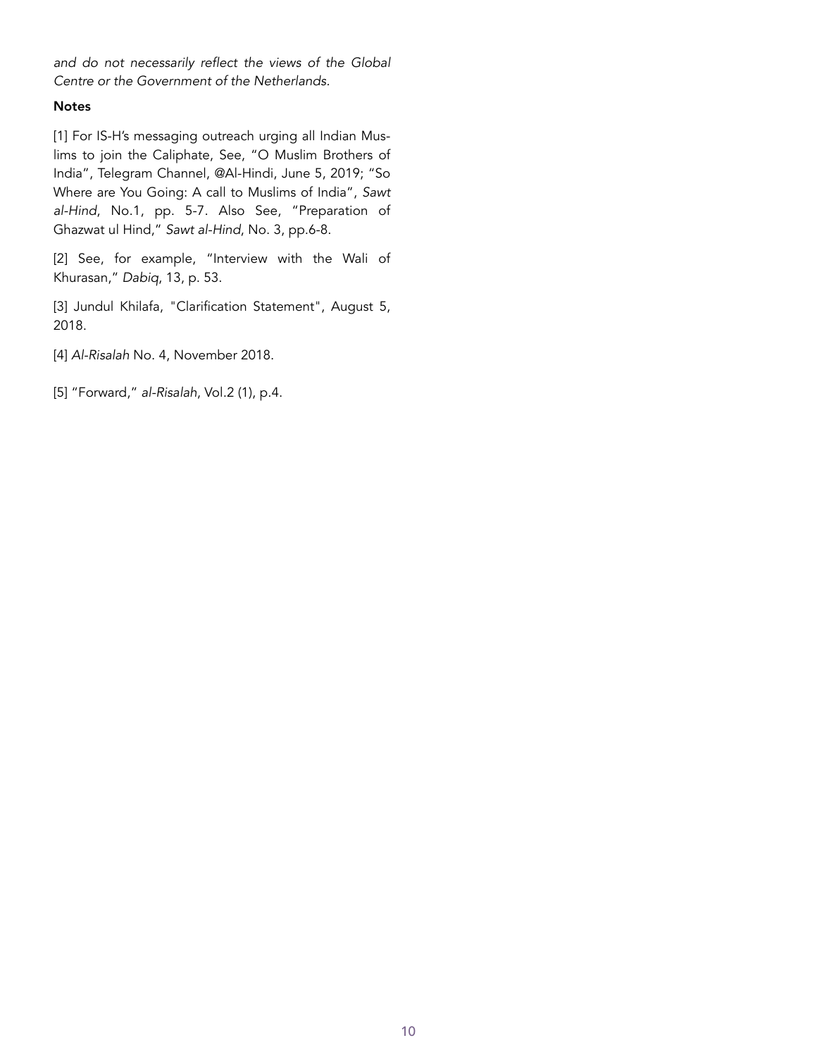*and do not necessarily reflect the views of the Global Centre or the Government of the Netherlands.*

**Notes**

[1] For IS-H's messaging outreach urging all Indian Muslims to join the Caliphate, See, "O Muslim Brothers of India", Telegram Channel, @Al-Hindi, June 5, 2019; "So Where are You Going: A call to Muslims of India", *Sawt al-Hind*, No.1, pp. 5-7. Also See, "Preparation of Ghazwat ul Hind," *Sawt al-Hind*, No. 3, pp.6-8.

[2] See, for example, "Interview with the Wali of Khurasan," *Dabiq*, 13, p. 53.

[3] Jundul Khilafa, "Clarification Statement", August 5, 2018.

[4] *Al-Risalah* No. 4, November 2018.

[5] "Forward," *al-Risalah*, Vol.2 (1), p.4.